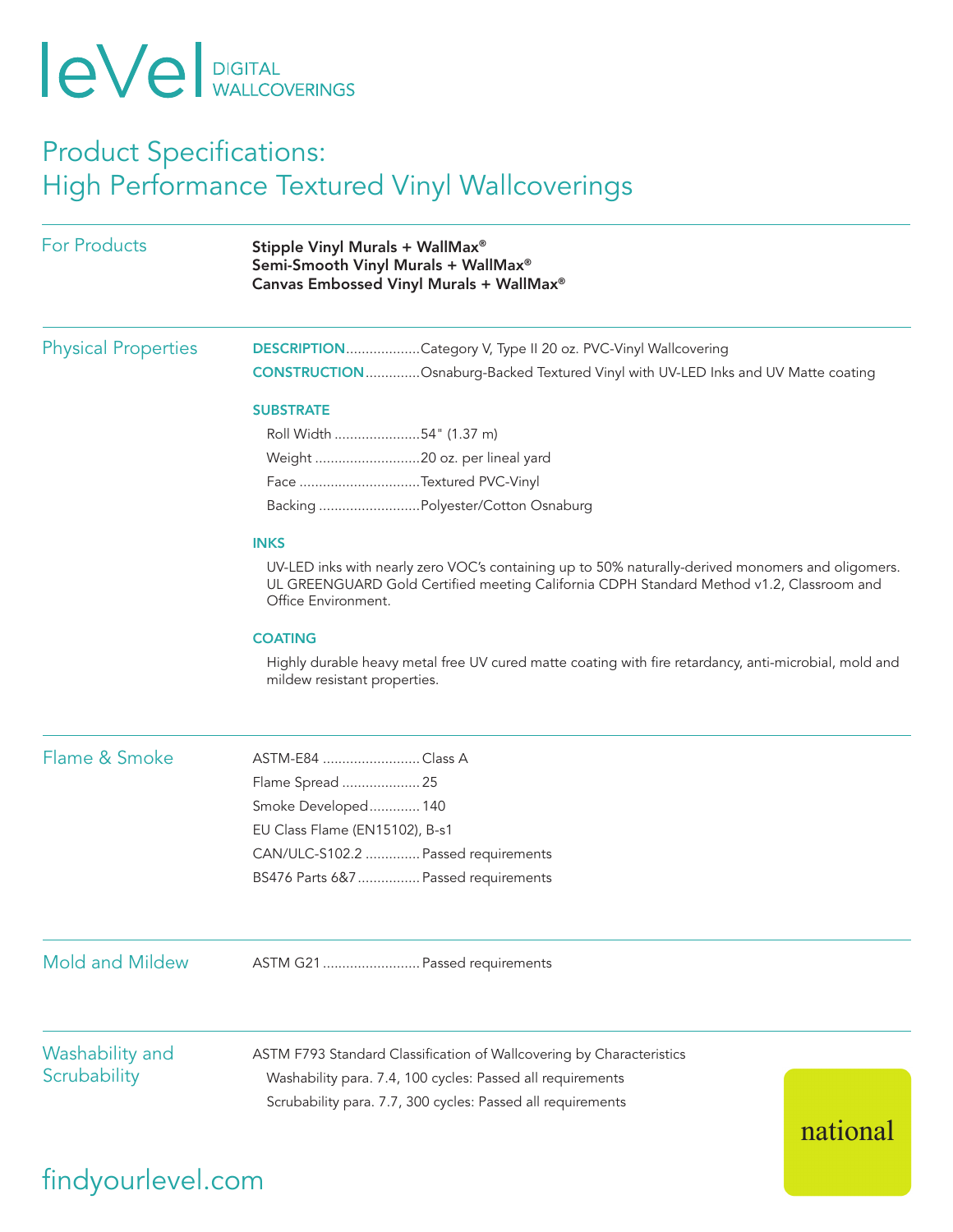# leVel DIGITAL WALLCOVERINGS

# Product Specifications: High Performance Textured Vinyl Wallcoverings

## For Products

**Stipple Vinyl Murals + WallMax®**
**Semi-Smooth Vinyl Murals + WallMax®**
**Canvas Embossed Vinyl Murals + WallMax®**

## Physical Properties

**DESCRIPTION**...................Category V, Type II 20 oz. PVC-Vinyl Wallcovering

**CONSTRUCTION**.............Osnaburg-Backed Textured Vinyl with UV-LED Inks and UV Matte coating

**SUBSTRATE**

- Roll Width ......................54" (1.37 m)
- Weight ...........................20 oz. per lineal yard
- Face ...............................Textured PVC-Vinyl
- Backing ..........................Polyester/Cotton Osnaburg

**INKS**

UV-LED inks with nearly zero VOC's containing up to 50% naturally-derived monomers and oligomers. UL GREENGUARD Gold Certified meeting California CDPH Standard Method v1.2, Classroom and Office Environment.

**COATING**

Highly durable heavy metal free UV cured matte coating with fire retardancy, anti-microbial, mold and mildew resistant properties.

## Flame & Smoke

- ASTM-E84 .........................Class A
- Flame Spread ....................25
- Smoke Developed............140
- EU Class Flame (EN15102), B-s1
- CAN/ULC-S102.2 ..............Passed requirements
- BS476 Parts 6&7................Passed requirements

## Mold and Mildew

ASTM G21.........................Passed requirements

## Washability and Scrubability

ASTM F793 Standard Classification of Wallcovering by Characteristics

- Washability para. 7.4, 100 cycles: Passed all requirements
- Scrubability para. 7.7, 300 cycles: Passed all requirements

findyourlevel.com

national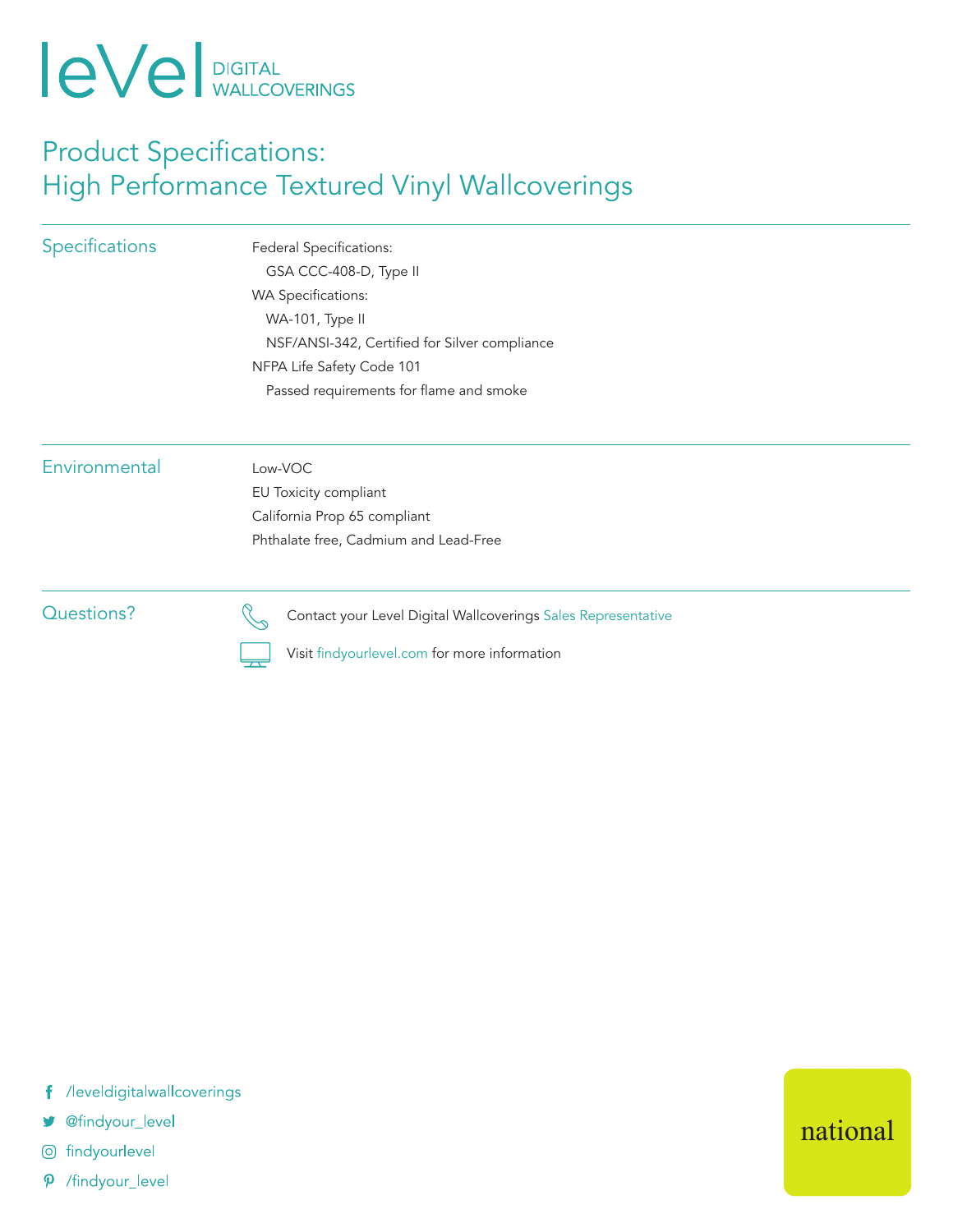leVel DIGITAL WALLCOVERINGS

# Product Specifications: High Performance Textured Vinyl Wallcoverings

## Specifications

Federal Specifications:
- GSA CCC-408-D, Type II

WA Specifications:
- WA-101, Type II
- NSF/ANSI-342, Certified for Silver compliance

NFPA Life Safety Code 101
- Passed requirements for flame and smoke

## Environmental

Low-VOC

EU Toxicity compliant

California Prop 65 compliant

Phthalate free, Cadmium and Lead-Free

## Questions?

Contact your Level Digital Wallcoverings Sales Representative

Visit findyourlevel.com for more information

/leveldigitalwallcoverings

@findyour_level

findyourlevel

/findyour_level

national